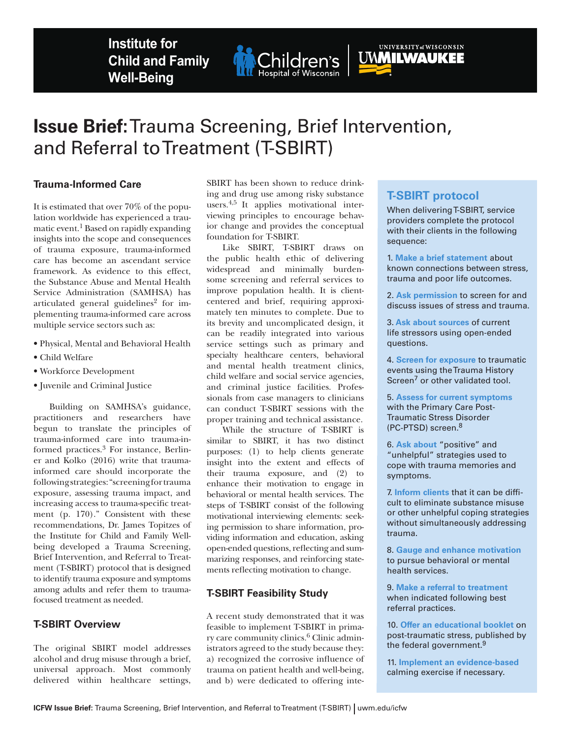Institute for Child and Family Well-Being

# Issue Brief: Trauma Screening, Brief Intervention, and Referral to Treatment (T-SBIRT)

## Trauma-Informed Care

It is estimated that over 70% of the population worldwide has experienced a traumatic event.[1] Based on rapidly expanding insights into the scope and consequences of trauma exposure, trauma-informed care has become an ascendant service framework. As evidence to this effect, the Substance Abuse and Mental Health Service Administration (SAMHSA) has articulated general guidelines[2] for implementing trauma-informed care across multiple service sectors such as:

- Physical, Mental and Behavioral Health
- Child Welfare
- Workforce Development
- Juvenile and Criminal Justice

Building on SAMHSA's guidance, practitioners and researchers have begun to translate the principles of trauma-informed care into trauma-informed practices.[3] For instance, Berliner and Kolko (2016) write that trauma-informed care should incorporate the following strategies: "screening for trauma exposure, assessing trauma impact, and increasing access to trauma-specific treatment (p. 170)." Consistent with these recommendations, Dr. James Topitzes of the Institute for Child and Family Well-being developed a Trauma Screening, Brief Intervention, and Referral to Treatment (T-SBIRT) protocol that is designed to identify trauma exposure and symptoms among adults and refer them to trauma-focused treatment as needed.

## T-SBIRT Overview

The original SBIRT model addresses alcohol and drug misuse through a brief, universal approach. Most commonly delivered within healthcare settings, SBIRT has been shown to reduce drinking and drug use among risky substance users.[4,5] It applies motivational interviewing principles to encourage behavior change and provides the conceptual foundation for T-SBIRT.

Like SBIRT, T-SBIRT draws on the public health ethic of delivering widespread and minimally burdensome screening and referral services to improve population health. It is client-centered and brief, requiring approximately ten minutes to complete. Due to its brevity and uncomplicated design, it can be readily integrated into various service settings such as primary and specialty healthcare centers, behavioral and mental health treatment clinics, child welfare and social service agencies, and criminal justice facilities. Professionals from case managers to clinicians can conduct T-SBIRT sessions with the proper training and technical assistance.

While the structure of T-SBIRT is similar to SBIRT, it has two distinct purposes: (1) to help clients generate insight into the extent and effects of their trauma exposure, and (2) to enhance their motivation to engage in behavioral or mental health services. The steps of T-SBIRT consist of the following motivational interviewing elements: seeking permission to share information, providing information and education, asking open-ended questions, reflecting and summarizing responses, and reinforcing statements reflecting motivation to change.

## T-SBIRT Feasibility Study

A recent study demonstrated that it was feasible to implement T-SBIRT in primary care community clinics.[6] Clinic administrators agreed to the study because they: a) recognized the corrosive influence of trauma on patient health and well-being, and b) were dedicated to offering inte-

## T-SBIRT protocol

When delivering T-SBIRT, service providers complete the protocol with their clients in the following sequence:

1. **Make a brief statement** about known connections between stress, trauma and poor life outcomes.
2. **Ask permission** to screen for and discuss issues of stress and trauma.
3. **Ask about sources** of current life stressors using open-ended questions.
4. **Screen for exposure** to traumatic events using the Trauma History Screen[7] or other validated tool.
5. **Assess for current symptoms** with the Primary Care Post-Traumatic Stress Disorder (PC-PTSD) screen.[8]
6. **Ask about** "positive" and "unhelpful" strategies used to cope with trauma memories and symptoms.
7. **Inform clients** that it can be difficult to eliminate substance misuse or other unhelpful coping strategies without simultaneously addressing trauma.
8. **Gauge and enhance motivation** to pursue behavioral or mental health services.
9. **Make a referral to treatment** when indicated following best referral practices.
10. **Offer an educational booklet** on post-traumatic stress, published by the federal government.[9]
11. **Implement an evidence-based** calming exercise if necessary.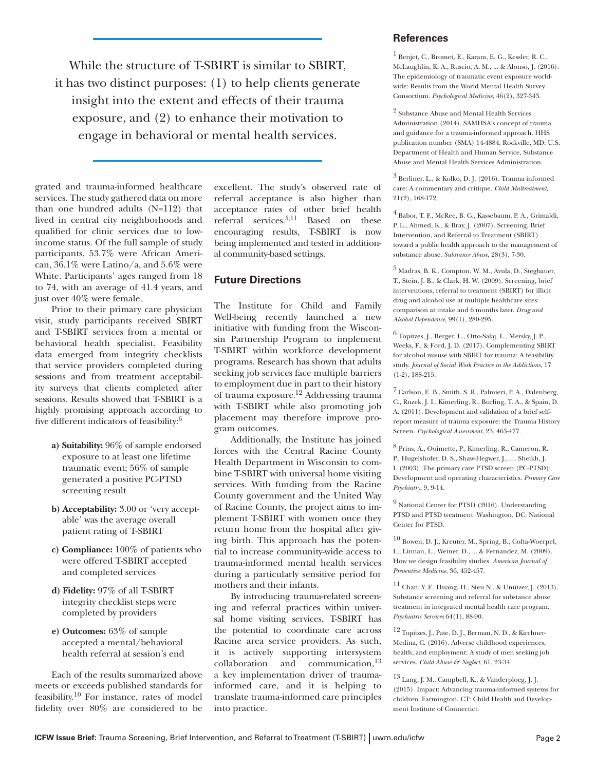While the structure of T-SBIRT is similar to SBIRT, it has two distinct purposes: (1) to help clients generate insight into the extent and effects of their trauma exposure, and (2) to enhance their motivation to engage in behavioral or mental health services.

grated and trauma-informed healthcare services. The study gathered data on more than one hundred adults (N=112) that lived in central city neighborhoods and qualified for clinic services due to low-income status. Of the full sample of study participants, 53.7% were African American, 36.1% were Latino/a, and 5.6% were White. Participants' ages ranged from 18 to 74, with an average of 41.4 years, and just over 40% were female.

Prior to their primary care physician visit, study participants received SBIRT and T-SBIRT services from a mental or behavioral health specialist. Feasibility data emerged from integrity checklists that service providers completed during sessions and from treatment acceptability surveys that clients completed after sessions. Results showed that T-SBIRT is a highly promising approach according to five different indicators of feasibility:[6]

- **a) Suitability:** 96% of sample endorsed exposure to at least one lifetime traumatic event; 56% of sample generated a positive PC-PTSD screening result
- **b) Acceptability:** 3.00 or 'very acceptable' was the average overall patient rating of T-SBIRT
- **c) Compliance:** 100% of patients who were offered T-SBIRT accepted and completed services
- **d) Fidelity:** 97% of all T-SBIRT integrity checklist steps were completed by providers
- **e) Outcomes:** 63% of sample accepted a mental/behavioral health referral at session's end

Each of the results summarized above meets or exceeds published standards for feasibility.[10] For instance, rates of model fidelity over 80% are considered to be excellent. The study's observed rate of referral acceptance is also higher than acceptance rates of other brief health referral services.[5,11] Based on these encouraging results, T-SBIRT is now being implemented and tested in additional community-based settings.

## Future Directions

The Institute for Child and Family Well-being recently launched a new initiative with funding from the Wisconsin Partnership Program to implement T-SBIRT within workforce development programs. Research has shown that adults seeking job services face multiple barriers to employment due in part to their history of trauma exposure.[12] Addressing trauma with T-SBIRT while also promoting job placement may therefore improve program outcomes.

Additionally, the Institute has joined forces with the Central Racine County Health Department in Wisconsin to combine T-SBIRT with universal home visiting services. With funding from the Racine County government and the United Way of Racine County, the project aims to implement T-SBIRT with women once they return home from the hospital after giving birth. This approach has the potential to increase community-wide access to trauma-informed mental health services during a particularly sensitive period for mothers and their infants.

By introducing trauma-related screening and referral practices within universal home visiting services, T-SBIRT has the potential to coordinate care across Racine area service providers. As such, it is actively supporting intersystem collaboration and communication,[13] a key implementation driver of trauma-informed care, and it is helping to translate trauma-informed care principles into practice.

## References

[1] Benjet, C., Bromet, E., Karam, E. G., Kessler, R. C., McLaughlin, K. A., Ruscio, A. M., ... & Alonso, J. (2016). The epidemiology of traumatic event exposure worldwide: Results from the World Mental Health Survey Consortium. *Psychological Medicine*, 46(2), 327-343.

[2] Substance Abuse and Mental Health Services Administration (2014). SAMHSA's concept of trauma and guidance for a trauma-informed approach. HHS publication number (SMA) 14-4884. Rockville, MD: U.S. Department of Health and Human Service, Substance Abuse and Mental Health Services Administration.

[3] Berliner, L., & Kolko, D. J. (2016). Trauma informed care: A commentary and critique. *Child Maltreatment*, 21(2), 168-172.

[4] Babor, T. F., McRee, B. G., Kassebaum, P. A., Grimaldi, P. L., Ahmed, K., & Bray, J. (2007). Screening, Brief Intervention, and Referral to Treatment (SBIRT) toward a public health approach to the management of substance abuse. *Substance Abuse*, 28(3), 7-30.

[5] Madras, B. K., Compton, W. M., Avula, D., Stegbauer, T., Stein, J. B., & Clark, H. W. (2009). Screening, brief interventions, referral to treatment (SBIRT) for illicit drug and alcohol use at multiple healthcare sites: comparison at intake and 6 months later. *Drug and Alcohol Dependence*, 99(1), 280-295.

[6] Topitzes, J., Berger, L., Otto-Salaj, L., Mersky, J. P., Weeks, F., & Ford, J. D. (2017). Complementing SBIRT for alcohol misuse with SBIRT for trauma: A feasibility study. *Journal of Social Work Practice in the Addictions*, 17 (1-2), 188-215.

[7] Carlson, E. B., Smith, S. R., Palmieri, P. A., Dalenberg, C., Ruzek, J. I., Kimerling, R., Burling, T. A., & Spain, D. A. (2011). Development and validation of a brief self-report measure of trauma exposure: the Trauma History Screen. *Psychological Assessment*, 23, 463-477.

[8] Prins, A., Ouimette, P., Kimerling, R., Cameron, R. P., Hugelshofer, D. S., Shaw-Hegwer, J., … Sheikh, J. I. (2003). The primary care PTSD screen (PC-PTSD): Development and operating characteristics. *Primary Care Psychiatry*, 9, 9-14.

[9] National Center for PTSD (2016). Understanding PTSD and PTSD treatment. Washington, DC: National Center for PTSD.

[10] Bowen, D. J., Kreuter, M., Spring, B., Cofta-Woerpel, L., Linnan, L., Weiner, D., ... & Fernandez, M. (2009). How we design feasibility studies. *American Journal of Preventive Medicine*, 36, 452-457.

[11] Chan, Y. F., Huang, H., Sieu N., & Unützer, J. (2013). Substance screening and referral for substance abuse treatment in integrated mental health care program. *Psychiatric Services* 64(1), 88-90.

[12] Topitzes, J., Pate, D. J., Berman, N. D., & Kirchner-Medina, C. (2016). Adverse childhood experiences, health, and employment: A study of men seeking job services. *Child Abuse & Neglect*, 61, 23-34.

[13] Lang, J. M., Campbell, K., & Vanderploeg, J. J. (2015). Impact: Advancing trauma-informed systems for children. Farmington, CT: Child Health and Development Institute of Connectict.